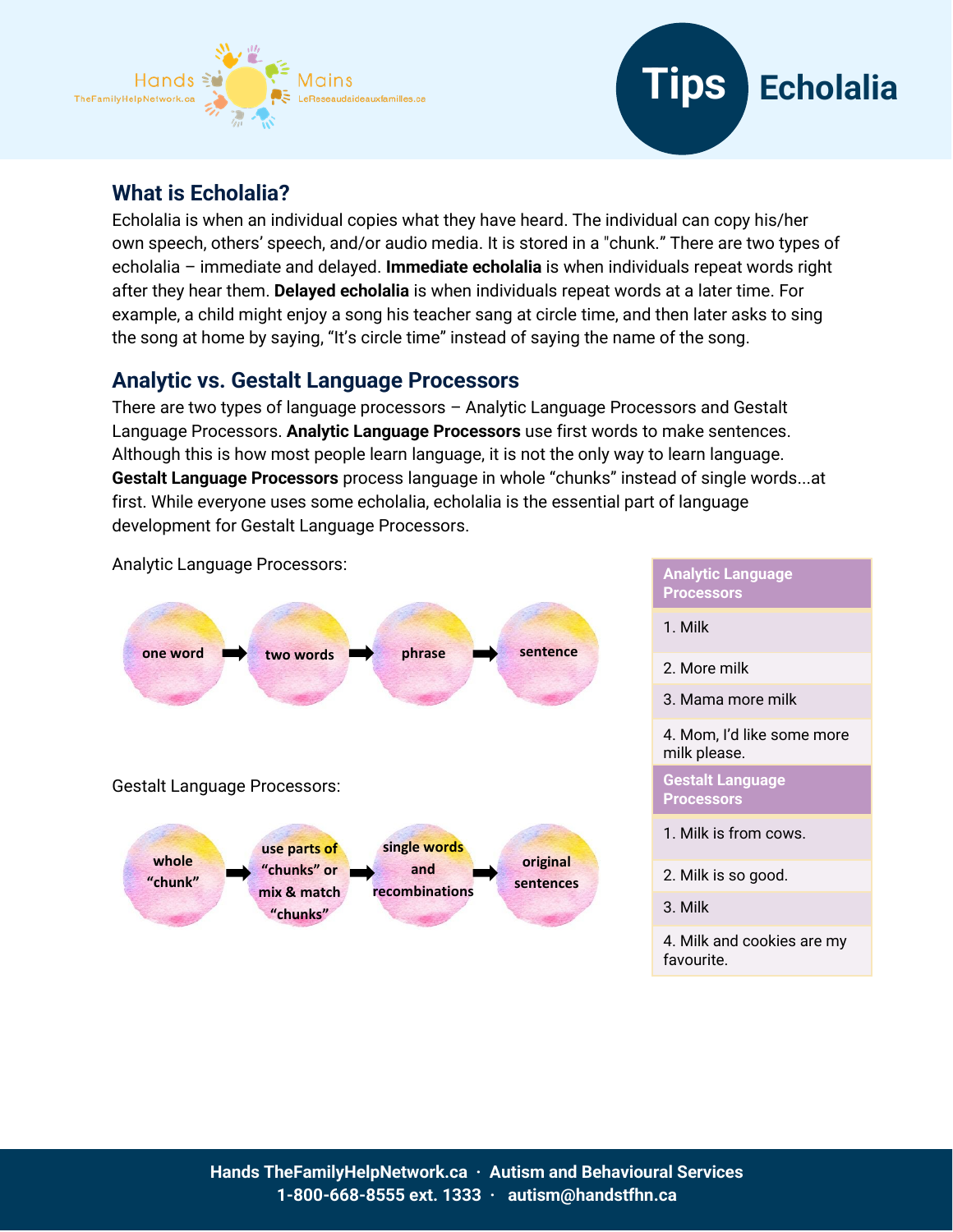# Tips Echolalia

## What is Echolalia?

Echolalia is when an individual copies what they have heard. The individual can copy his/her own speech, others' speech, and/or audio media. It is stored in a "chunk." There are two types of echolalia – immediate and delayed. **Immediate echolalia** is when individuals repeat words right after they hear them. **Delayed echolalia** is when individuals repeat words at a later time. For example, a child might enjoy a song his teacher sang at circle time, and then later asks to sing the song at home by saying, "It's circle time" instead of saying the name of the song.

## Analytic vs. Gestalt Language Processors

There are two types of language processors – Analytic Language Processors and Gestalt Language Processors. **Analytic Language Processors** use first words to make sentences. Although this is how most people learn language, it is not the only way to learn language. **Gestalt Language Processors** process language in whole "chunks" instead of single words...at first. While everyone uses some echolalia, echolalia is the essential part of language development for Gestalt Language Processors.

Analytic Language Processors:

one word → two words → phrase → sentence

Gestalt Language Processors:

whole "chunk" → use parts of "chunks" or mix & match "chunks" → single words and recombinations → original sentences

| Analytic Language Processors |
|---|
| 1. Milk |
| 2. More milk |
| 3. Mama more milk |
| 4. Mom, I'd like some more milk please. |

| Gestalt Language Processors |
|---|
| 1. Milk is from cows. |
| 2. Milk is so good. |
| 3. Milk |
| 4. Milk and cookies are my favourite. |

Hands TheFamilyHelpNetwork.ca · Autism and Behavioural Services
1-800-668-8555 ext. 1333 · autism@handstfhn.ca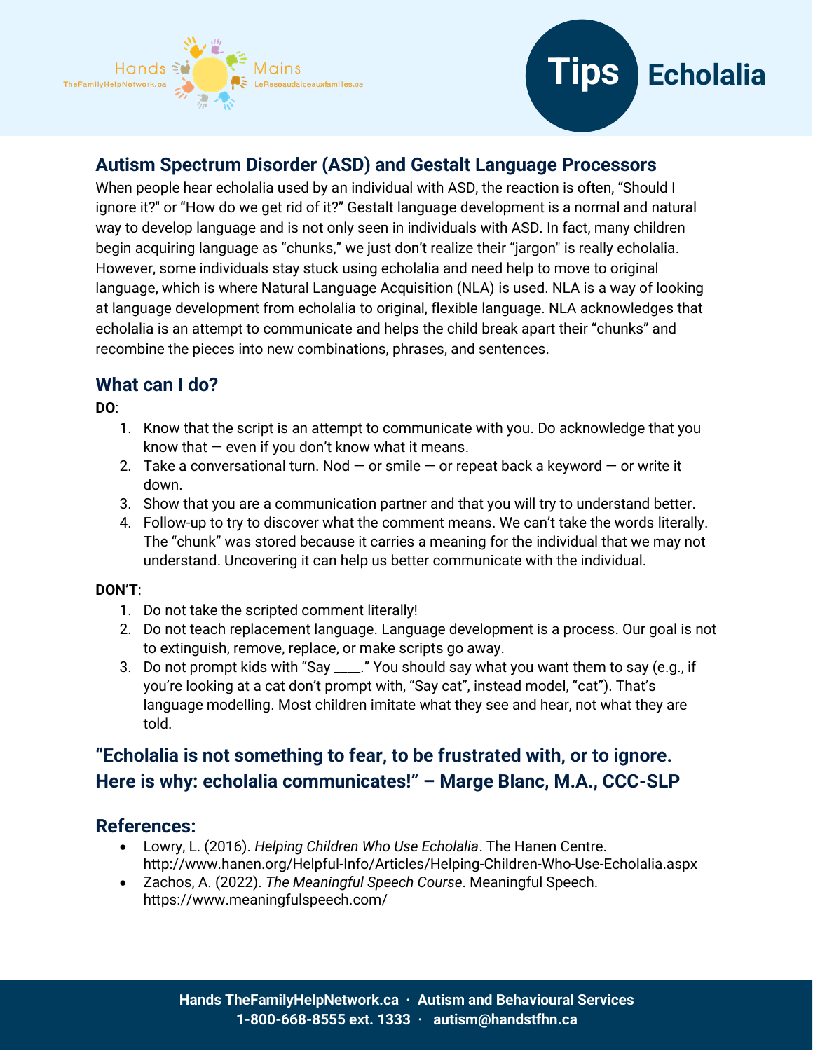Hands
TheFamilyHelpNetwork.ca

Mains
LeReseaudaideauxfamilles.ca

# Tips Echolalia

## Autism Spectrum Disorder (ASD) and Gestalt Language Processors

When people hear echolalia used by an individual with ASD, the reaction is often, "Should I ignore it?" or "How do we get rid of it?" Gestalt language development is a normal and natural way to develop language and is not only seen in individuals with ASD. In fact, many children begin acquiring language as "chunks," we just don't realize their "jargon" is really echolalia. However, some individuals stay stuck using echolalia and need help to move to original language, which is where Natural Language Acquisition (NLA) is used. NLA is a way of looking at language development from echolalia to original, flexible language. NLA acknowledges that echolalia is an attempt to communicate and helps the child break apart their "chunks" and recombine the pieces into new combinations, phrases, and sentences.

## What can I do?

**DO**:

1. Know that the script is an attempt to communicate with you. Do acknowledge that you know that — even if you don't know what it means.
2. Take a conversational turn. Nod — or smile — or repeat back a keyword — or write it down.
3. Show that you are a communication partner and that you will try to understand better.
4. Follow-up to try to discover what the comment means. We can't take the words literally. The "chunk" was stored because it carries a meaning for the individual that we may not understand. Uncovering it can help us better communicate with the individual.

**DON'T**:

1. Do not take the scripted comment literally!
2. Do not teach replacement language. Language development is a process. Our goal is not to extinguish, remove, replace, or make scripts go away.
3. Do not prompt kids with "Say ____." You should say what you want them to say (e.g., if you're looking at a cat don't prompt with, "Say cat", instead model, "cat"). That's language modelling. Most children imitate what they see and hear, not what they are told.

### "Echolalia is not something to fear, to be frustrated with, or to ignore. Here is why: echolalia communicates!" – Marge Blanc, M.A., CCC-SLP

## References:

- Lowry, L. (2016). *Helping Children Who Use Echolalia*. The Hanen Centre. http://www.hanen.org/Helpful-Info/Articles/Helping-Children-Who-Use-Echolalia.aspx
- Zachos, A. (2022). *The Meaningful Speech Course*. Meaningful Speech. https://www.meaningfulspeech.com/

**Hands TheFamilyHelpNetwork.ca · Autism and Behavioural Services**
**1-800-668-8555 ext. 1333 · autism@handstfhn.ca**